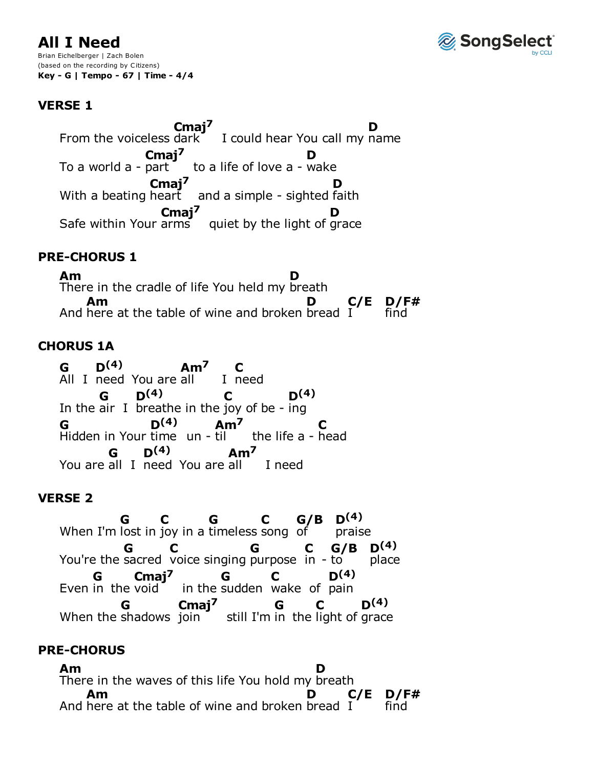# All I Need

Brian Eichelberger | Zach Bolen
(based on the recording by Citizens)
**Key - G | Tempo - 67 | Time - 4/4**

## VERSE 1

```
                         Cmaj7                         D
From the voiceless dark     I could hear You call my name
                    Cmaj7                   D
To a world a - part      to a life of love a - wake
                     Cmaj7                      D
With a beating heart     and a simple - sighted faith
                        Cmaj7                      D
Safe within Your arms      quiet by the light of grace
```

## PRE-CHORUS 1

```
Am                                    D
There in the cradle of life You held my breath
    Am                                      D      C/E   D/F#
And here at the table of wine and broken bread  I      find
```

## CHORUS 1A

```
G     D(4)           Am7      C
All  I  need  You are all      I  need
          G      D(4)           C           D(4)
In the air  I  breathe in the joy of be - ing
G                  D(4)       Am7              C
Hidden in Your time   un - til     the life a - head
          G      D(4)             Am7
You are all  I  need  You are all      I need
```

## VERSE 2

```
             G       C         G          C      G/B   D(4)
When I'm lost in joy in a timeless song  of      praise
              G      C                G          C    G/B   D(4)
You're the sacred  voice singing purpose  in - to      place
         G    Cmaj7          G        C        D(4)
Even in  the void     in the sudden  wake  of  pain
              G          Cmaj7          G      C          D(4)
When the shadows  join       still I'm in  the light of grace
```

## PRE-CHORUS

```
Am                                         D
There in the waves of this life You hold my breath
    Am                                      D      C/E   D/F#
And here at the table of wine and broken bread  I      find
```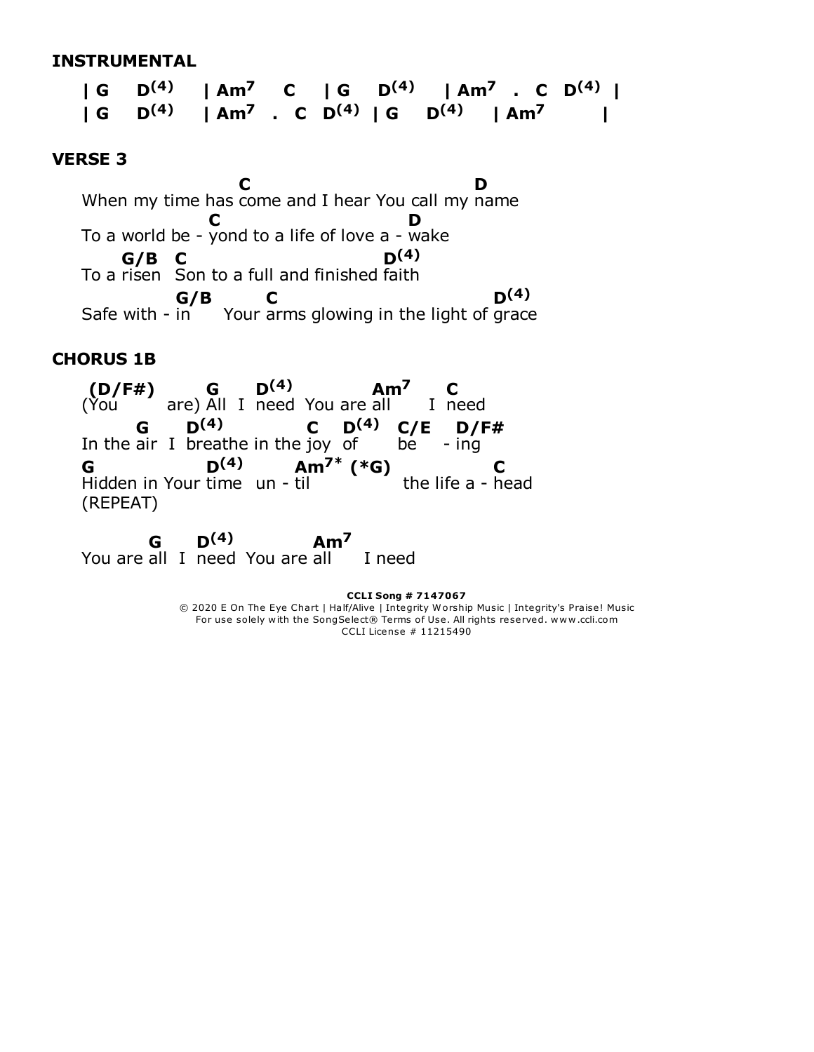**INSTRUMENTAL**

```
| G    D(4)    | Am7    C    | G    D(4)    | Am7  .  C  D(4) |
| G    D(4)    | Am7  .  C  D(4) | G    D(4)    | Am7         |
```

**VERSE 3**

```
                  C                           D
When my time has come and I hear You call my name
                 C                         D
To a world be - yond to a life of love a - wake
    G/B   C                               D(4)
To a risen  Son to a full and finished faith
           G/B        C                                  D(4)
Safe with - in      Your arms glowing in the light of grace
```

**CHORUS 1B**

```
 (D/F#)        G      D(4)            Am7     C
(You        are) All  I  need  You are all      I  need
          G       D(4)              C    D(4)   C/E    D/F#
In the air  I  breathe in the joy  of       be     - ing
G                   D(4)          Am7*  (*G)                C
Hidden in Your time   un - til                   the life a - head
(REPEAT)

          G      D(4)             Am7
You are all  I  need  You are all      I need
```

**CCLI Song # 7147067**
© 2020 E On The Eye Chart | Half/Alive | Integrity Worship Music | Integrity's Praise! Music
For use solely with the SongSelect® Terms of Use. All rights reserved. www.ccli.com
CCLI License # 11215490